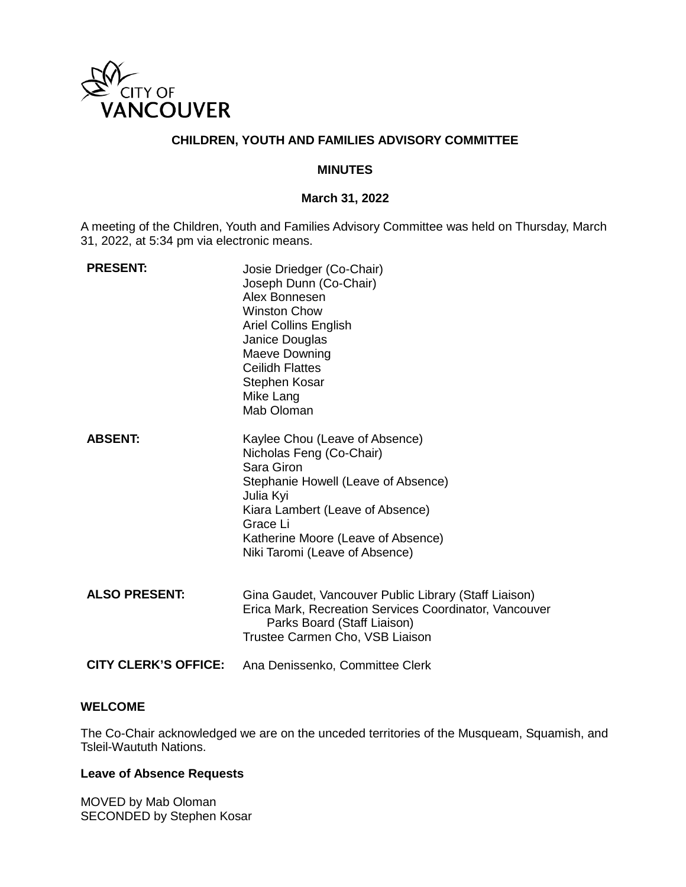CITY OF VANCOUVER

# CHILDREN, YOUTH AND FAMILIES ADVISORY COMMITTEE

## MINUTES

**March 31, 2022**

A meeting of the Children, Youth and Families Advisory Committee was held on Thursday, March 31, 2022, at 5:34 pm via electronic means.

| | |
|---|---|
| **PRESENT:** | Josie Driedger (Co-Chair)<br>Joseph Dunn (Co-Chair)<br>Alex Bonnesen<br>Winston Chow<br>Ariel Collins English<br>Janice Douglas<br>Maeve Downing<br>Ceilidh Flattes<br>Stephen Kosar<br>Mike Lang<br>Mab Oloman |
| **ABSENT:** | Kaylee Chou (Leave of Absence)<br>Nicholas Feng (Co-Chair)<br>Sara Giron<br>Stephanie Howell (Leave of Absence)<br>Julia Kyi<br>Kiara Lambert (Leave of Absence)<br>Grace Li<br>Katherine Moore (Leave of Absence)<br>Niki Taromi (Leave of Absence) |
| **ALSO PRESENT:** | Gina Gaudet, Vancouver Public Library (Staff Liaison)<br>Erica Mark, Recreation Services Coordinator, Vancouver Parks Board (Staff Liaison)<br>Trustee Carmen Cho, VSB Liaison |
| **CITY CLERK'S OFFICE:** | Ana Denissenko, Committee Clerk |

**WELCOME**

The Co-Chair acknowledged we are on the unceded territories of the Musqueam, Squamish, and Tsleil-Waututh Nations.

**Leave of Absence Requests**

MOVED by Mab Oloman
SECONDED by Stephen Kosar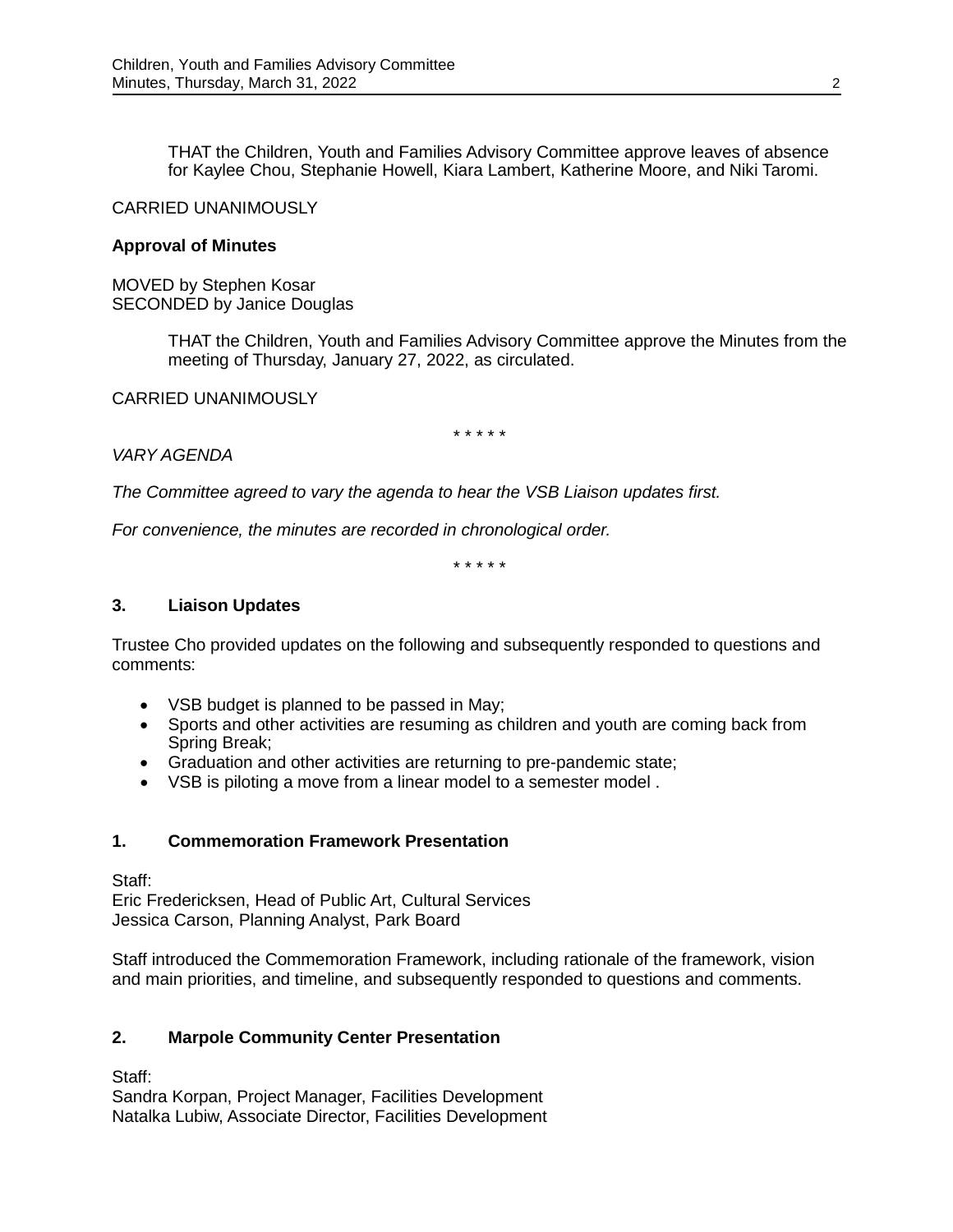THAT the Children, Youth and Families Advisory Committee approve leaves of absence for Kaylee Chou, Stephanie Howell, Kiara Lambert, Katherine Moore, and Niki Taromi.

CARRIED UNANIMOUSLY

**Approval of Minutes**

MOVED by Stephen Kosar
SECONDED by Janice Douglas

THAT the Children, Youth and Families Advisory Committee approve the Minutes from the meeting of Thursday, January 27, 2022, as circulated.

CARRIED UNANIMOUSLY

\* \* \* \* \*

*VARY AGENDA*

*The Committee agreed to vary the agenda to hear the VSB Liaison updates first.*

*For convenience, the minutes are recorded in chronological order.*

\* \* \* \* \*

### 3. Liaison Updates

Trustee Cho provided updates on the following and subsequently responded to questions and comments:

- VSB budget is planned to be passed in May;
- Sports and other activities are resuming as children and youth are coming back from Spring Break;
- Graduation and other activities are returning to pre-pandemic state;
- VSB is piloting a move from a linear model to a semester model .

### 1. Commemoration Framework Presentation

Staff:
Eric Fredericksen, Head of Public Art, Cultural Services
Jessica Carson, Planning Analyst, Park Board

Staff introduced the Commemoration Framework, including rationale of the framework, vision and main priorities, and timeline, and subsequently responded to questions and comments.

### 2. Marpole Community Center Presentation

Staff:
Sandra Korpan, Project Manager, Facilities Development
Natalka Lubiw, Associate Director, Facilities Development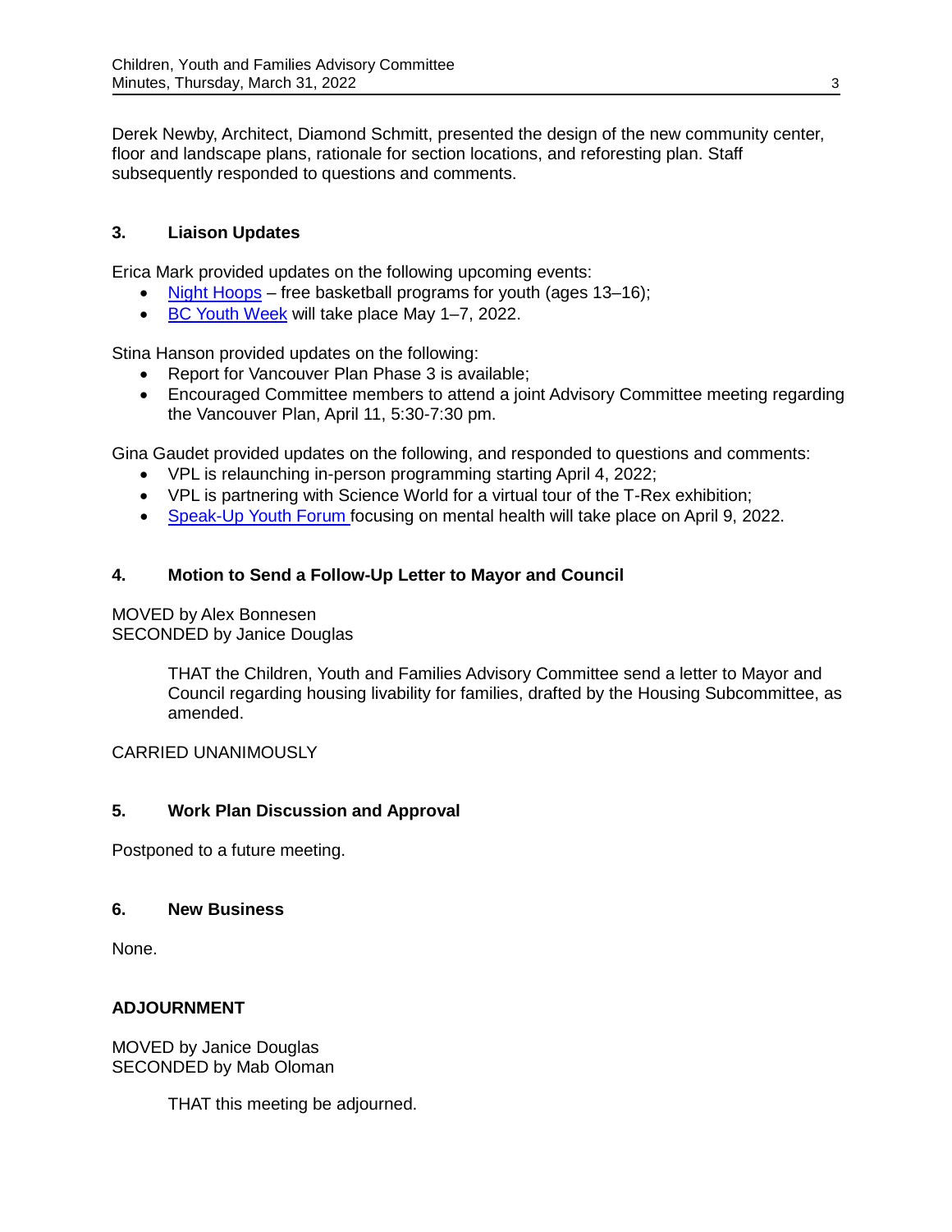Derek Newby, Architect, Diamond Schmitt, presented the design of the new community center, floor and landscape plans, rationale for section locations, and reforesting plan. Staff subsequently responded to questions and comments.

### 3. Liaison Updates

Erica Mark provided updates on the following upcoming events:

- Night Hoops – free basketball programs for youth (ages 13–16);
- BC Youth Week will take place May 1–7, 2022.

Stina Hanson provided updates on the following:

- Report for Vancouver Plan Phase 3 is available;
- Encouraged Committee members to attend a joint Advisory Committee meeting regarding the Vancouver Plan, April 11, 5:30-7:30 pm.

Gina Gaudet provided updates on the following, and responded to questions and comments:

- VPL is relaunching in-person programming starting April 4, 2022;
- VPL is partnering with Science World for a virtual tour of the T-Rex exhibition;
- Speak-Up Youth Forum focusing on mental health will take place on April 9, 2022.

### 4. Motion to Send a Follow-Up Letter to Mayor and Council

MOVED by Alex Bonnesen
SECONDED by Janice Douglas

> THAT the Children, Youth and Families Advisory Committee send a letter to Mayor and Council regarding housing livability for families, drafted by the Housing Subcommittee, as amended.

CARRIED UNANIMOUSLY

### 5. Work Plan Discussion and Approval

Postponed to a future meeting.

### 6. New Business

None.

### ADJOURNMENT

MOVED by Janice Douglas
SECONDED by Mab Oloman

> THAT this meeting be adjourned.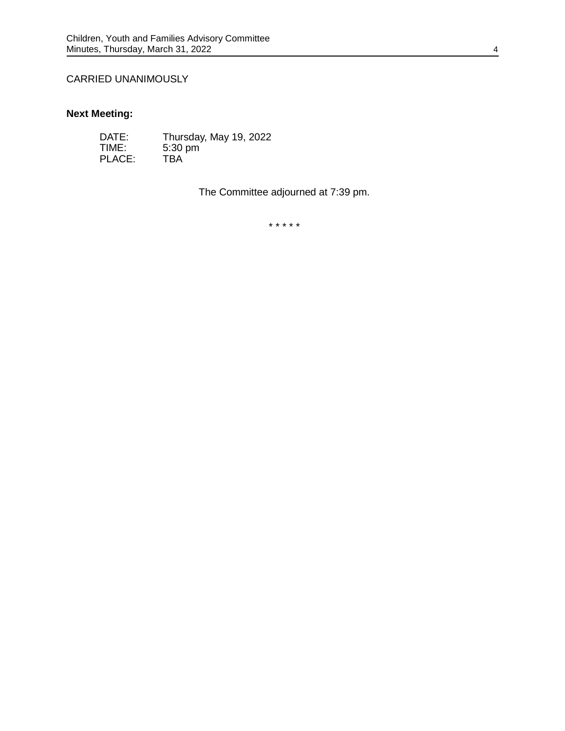CARRIED UNANIMOUSLY

**Next Meeting:**

| | |
|---|---|
| DATE: | Thursday, May 19, 2022 |
| TIME: | 5:30 pm |
| PLACE: | TBA |

The Committee adjourned at 7:39 pm.

* * * * *